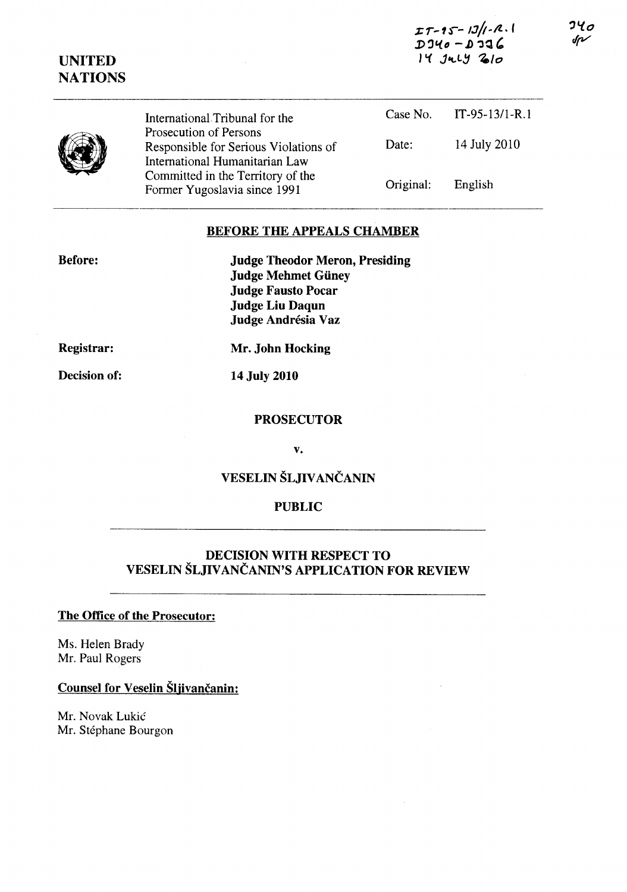IT-95-13/1-R.1
D340 - D336
14 July 2010

340

**UNITED NATIONS**

| | | |
|---|---|---|
| International Tribunal for the Prosecution of Persons Responsible for Serious Violations of International Humanitarian Law Committed in the Territory of the Former Yugoslavia since 1991 | Case No. | IT-95-13/1-R.1 |
| | Date: | 14 July 2010 |
| | Original: | English |

## BEFORE THE APPEALS CHAMBER

**Before:**

**Judge Theodor Meron, Presiding**
**Judge Mehmet Güney**
**Judge Fausto Pocar**
**Judge Liu Daqun**
**Judge Andrésia Vaz**

**Registrar:** **Mr. John Hocking**

**Decision of:** **14 July 2010**

**PROSECUTOR**

**v.**

**VESELIN ŠLJIVANČANIN**

**PUBLIC**

## DECISION WITH RESPECT TO VESELIN ŠLJIVANČANIN'S APPLICATION FOR REVIEW

**The Office of the Prosecutor:**

Ms. Helen Brady
Mr. Paul Rogers

**Counsel for Veselin Šljivančanin:**

Mr. Novak Lukić
Mr. Stéphane Bourgon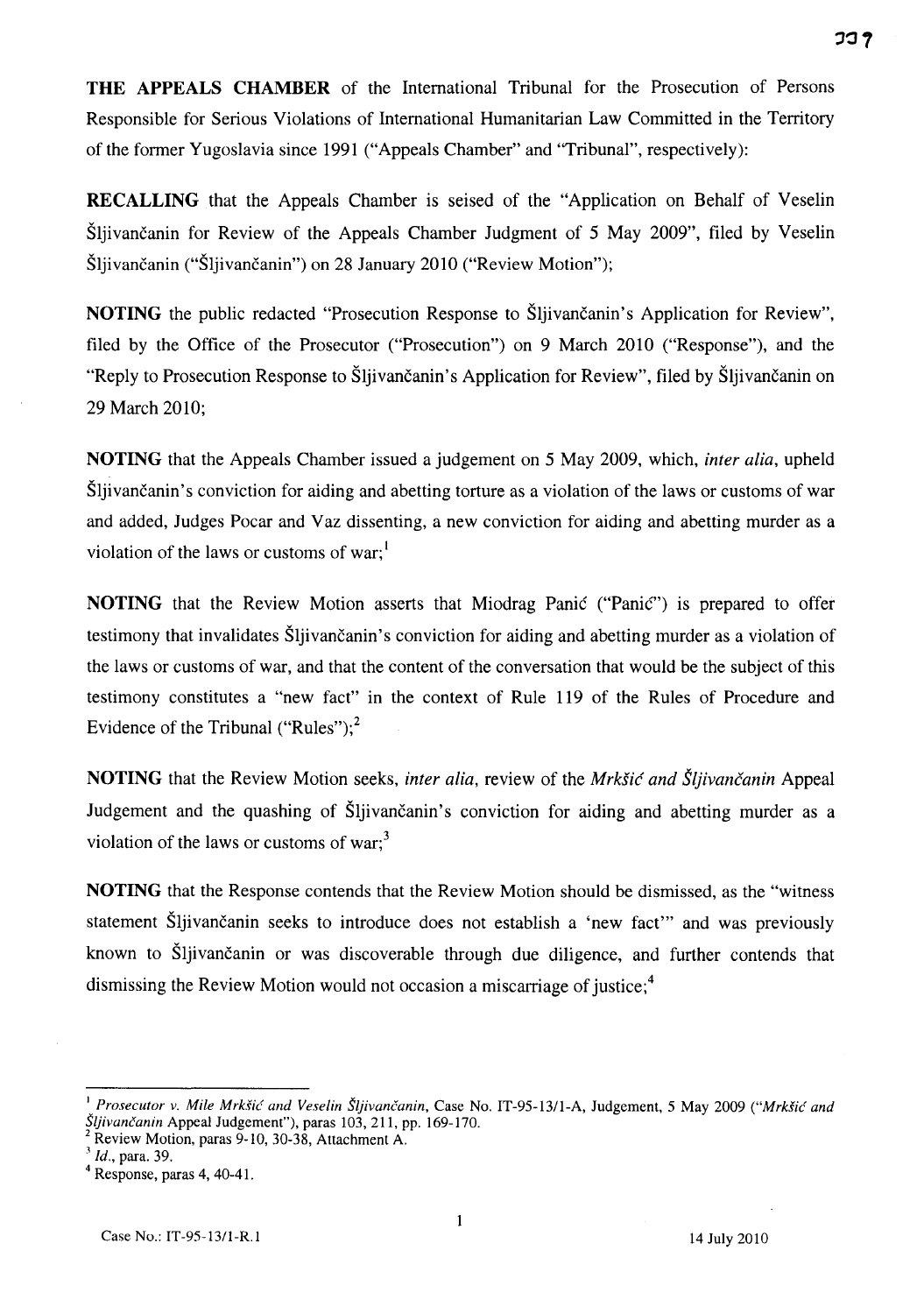**THE APPEALS CHAMBER** of the International Tribunal for the Prosecution of Persons Responsible for Serious Violations of International Humanitarian Law Committed in the Territory of the former Yugoslavia since 1991 ("Appeals Chamber" and "Tribunal", respectively):

**RECALLING** that the Appeals Chamber is seised of the "Application on Behalf of Veselin Šljivančanin for Review of the Appeals Chamber Judgment of 5 May 2009", filed by Veselin Šljivančanin ("Šljivančanin") on 28 January 2010 ("Review Motion");

**NOTING** the public redacted "Prosecution Response to Šljivančanin's Application for Review", filed by the Office of the Prosecutor ("Prosecution") on 9 March 2010 ("Response"), and the "Reply to Prosecution Response to Šljivančanin's Application for Review", filed by Šljivančanin on 29 March 2010;

**NOTING** that the Appeals Chamber issued a judgement on 5 May 2009, which, *inter alia*, upheld Šljivančanin's conviction for aiding and abetting torture as a violation of the laws or customs of war and added, Judges Pocar and Vaz dissenting, a new conviction for aiding and abetting murder as a violation of the laws or customs of war;[1]

**NOTING** that the Review Motion asserts that Miodrag Panić ("Panić") is prepared to offer testimony that invalidates Šljivančanin's conviction for aiding and abetting murder as a violation of the laws or customs of war, and that the content of the conversation that would be the subject of this testimony constitutes a "new fact" in the context of Rule 119 of the Rules of Procedure and Evidence of the Tribunal ("Rules");[2]

**NOTING** that the Review Motion seeks, *inter alia*, review of the *Mrkšić and Šljivančanin* Appeal Judgement and the quashing of Šljivančanin's conviction for aiding and abetting murder as a violation of the laws or customs of war;[3]

**NOTING** that the Response contends that the Review Motion should be dismissed, as the "witness statement Šljivančanin seeks to introduce does not establish a 'new fact'" and was previously known to Šljivančanin or was discoverable through due diligence, and further contends that dismissing the Review Motion would not occasion a miscarriage of justice;[4]

---

[1] *Prosecutor v. Mile Mrkšić and Veselin Šljivančanin*, Case No. IT-95-13/1-A, Judgement, 5 May 2009 ("*Mrkšić and Šljivančanin* Appeal Judgement"), paras 103, 211, pp. 169-170.

[2] Review Motion, paras 9-10, 30-38, Attachment A.

[3] *Id.*, para. 39.

[4] Response, paras 4, 40-41.

Case No.: IT-95-13/1-R.1 — 14 July 2010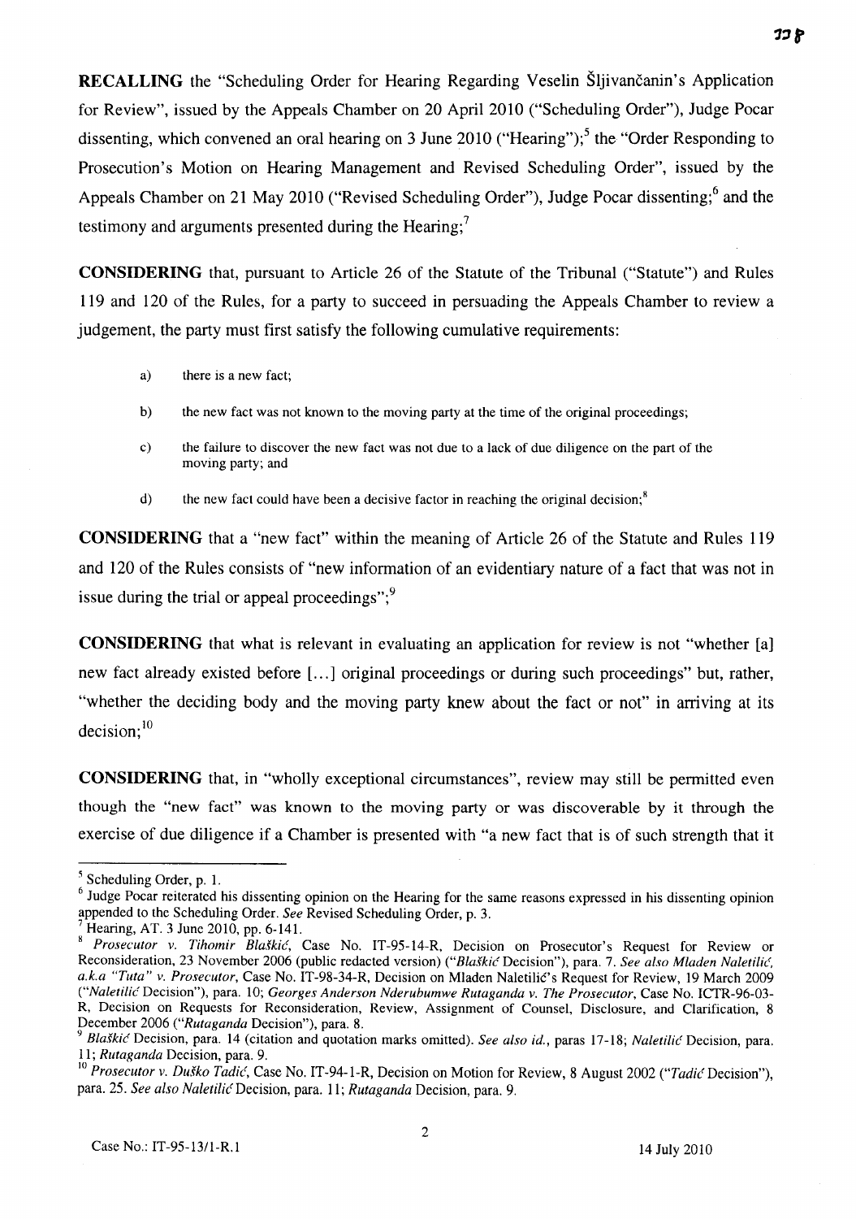**RECALLING** the "Scheduling Order for Hearing Regarding Veselin Šljivančanin's Application for Review", issued by the Appeals Chamber on 20 April 2010 ("Scheduling Order"), Judge Pocar dissenting, which convened an oral hearing on 3 June 2010 ("Hearing");[5] the "Order Responding to Prosecution's Motion on Hearing Management and Revised Scheduling Order", issued by the Appeals Chamber on 21 May 2010 ("Revised Scheduling Order"), Judge Pocar dissenting;[6] and the testimony and arguments presented during the Hearing;[7]

**CONSIDERING** that, pursuant to Article 26 of the Statute of the Tribunal ("Statute") and Rules 119 and 120 of the Rules, for a party to succeed in persuading the Appeals Chamber to review a judgement, the party must first satisfy the following cumulative requirements:

a) there is a new fact;

b) the new fact was not known to the moving party at the time of the original proceedings;

c) the failure to discover the new fact was not due to a lack of due diligence on the part of the moving party; and

d) the new fact could have been a decisive factor in reaching the original decision;[8]

**CONSIDERING** that a "new fact" within the meaning of Article 26 of the Statute and Rules 119 and 120 of the Rules consists of "new information of an evidentiary nature of a fact that was not in issue during the trial or appeal proceedings";[9]

**CONSIDERING** that what is relevant in evaluating an application for review is not "whether [a] new fact already existed before [...] original proceedings or during such proceedings" but, rather, "whether the deciding body and the moving party knew about the fact or not" in arriving at its decision;[10]

**CONSIDERING** that, in "wholly exceptional circumstances", review may still be permitted even though the "new fact" was known to the moving party or was discoverable by it through the exercise of due diligence if a Chamber is presented with "a new fact that is of such strength that it

---

[5] Scheduling Order, p. 1.

[6] Judge Pocar reiterated his dissenting opinion on the Hearing for the same reasons expressed in his dissenting opinion appended to the Scheduling Order. *See* Revised Scheduling Order, p. 3.

[7] Hearing, AT. 3 June 2010, pp. 6-141.

[8] *Prosecutor v. Tihomir Blaškić*, Case No. IT-95-14-R, Decision on Prosecutor's Request for Review or Reconsideration, 23 November 2006 (public redacted version) ("*Blaškić* Decision"), para. 7. *See also Mladen Naletilić, a.k.a "Tuta" v. Prosecutor*, Case No. IT-98-34-R, Decision on Mladen Naletilić's Request for Review, 19 March 2009 ("*Naletilić* Decision"), para. 10; *Georges Anderson Nderubumwe Rutaganda v. The Prosecutor*, Case No. ICTR-96-03-R, Decision on Requests for Reconsideration, Review, Assignment of Counsel, Disclosure, and Clarification, 8 December 2006 ("*Rutaganda* Decision"), para. 8.

[9] *Blaškić* Decision, para. 14 (citation and quotation marks omitted). *See also id.*, paras 17-18; *Naletilić* Decision, para. 11; *Rutaganda* Decision, para. 9.

[10] *Prosecutor v. Duško Tadić*, Case No. IT-94-1-R, Decision on Motion for Review, 8 August 2002 ("*Tadić* Decision"), para. 25. *See also Naletilić* Decision, para. 11; *Rutaganda* Decision, para. 9.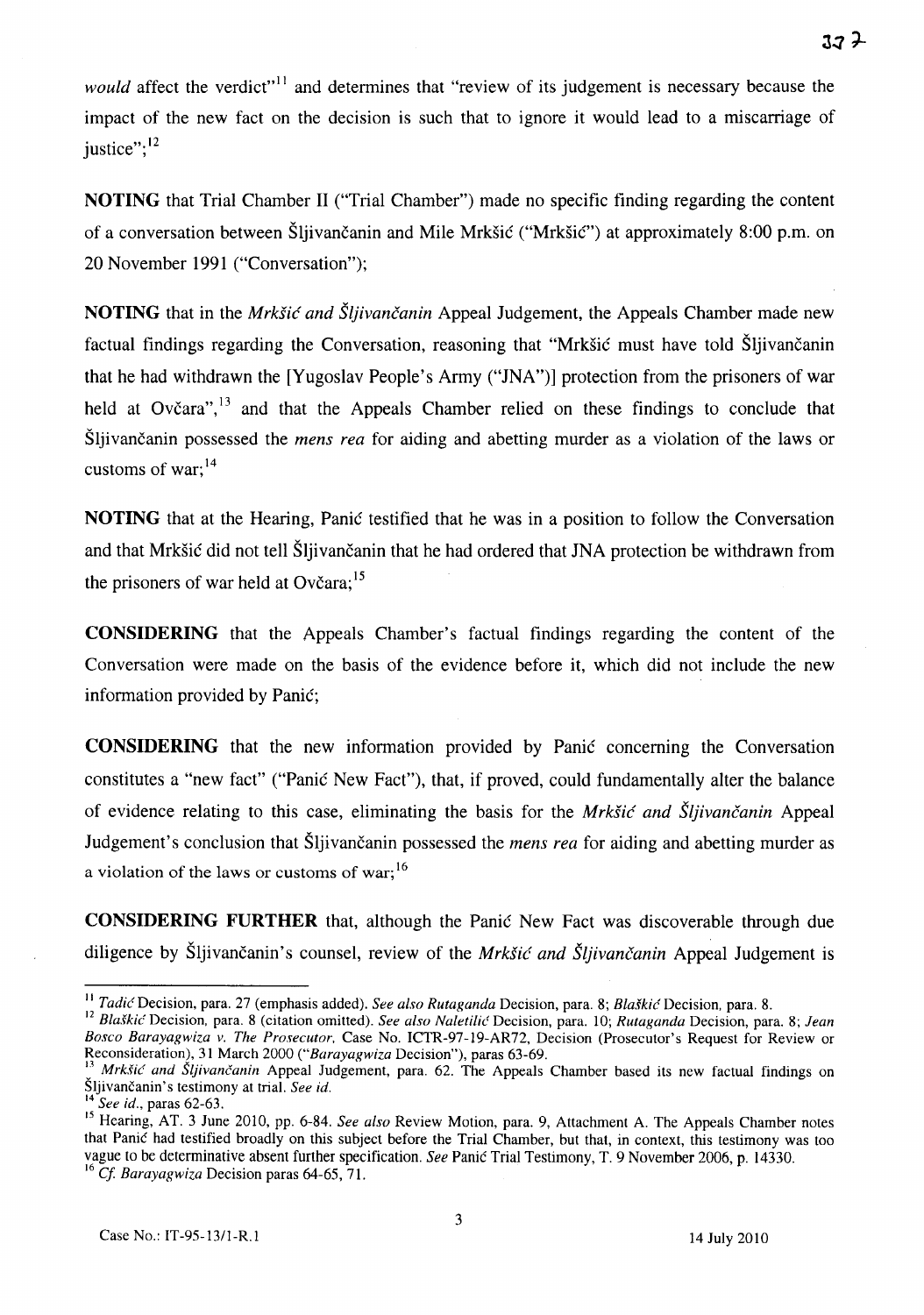*would* affect the verdict"[11] and determines that "review of its judgement is necessary because the impact of the new fact on the decision is such that to ignore it would lead to a miscarriage of justice";[12]

**NOTING** that Trial Chamber II ("Trial Chamber") made no specific finding regarding the content of a conversation between Šljivančanin and Mile Mrkšić ("Mrkšić") at approximately 8:00 p.m. on 20 November 1991 ("Conversation");

**NOTING** that in the *Mrkšić and Šljivančanin* Appeal Judgement, the Appeals Chamber made new factual findings regarding the Conversation, reasoning that "Mrkšić must have told Šljivančanin that he had withdrawn the [Yugoslav People's Army ("JNA")] protection from the prisoners of war held at Ovčara",[13] and that the Appeals Chamber relied on these findings to conclude that Šljivančanin possessed the *mens rea* for aiding and abetting murder as a violation of the laws or customs of war;[14]

**NOTING** that at the Hearing, Panić testified that he was in a position to follow the Conversation and that Mrkšić did not tell Šljivančanin that he had ordered that JNA protection be withdrawn from the prisoners of war held at Ovčara;[15]

**CONSIDERING** that the Appeals Chamber's factual findings regarding the content of the Conversation were made on the basis of the evidence before it, which did not include the new information provided by Panić;

**CONSIDERING** that the new information provided by Panić concerning the Conversation constitutes a "new fact" ("Panić New Fact"), that, if proved, could fundamentally alter the balance of evidence relating to this case, eliminating the basis for the *Mrkšić and Šljivančanin* Appeal Judgement's conclusion that Šljivančanin possessed the *mens rea* for aiding and abetting murder as a violation of the laws or customs of war;[16]

**CONSIDERING FURTHER** that, although the Panić New Fact was discoverable through due diligence by Šljivančanin's counsel, review of the *Mrkšić and Šljivančanin* Appeal Judgement is

---

[11] *Tadić* Decision, para. 27 (emphasis added). *See also Rutaganda* Decision, para. 8; *Blaškić* Decision, para. 8.

[12] *Blaškić* Decision, para. 8 (citation omitted). *See also Naletilić* Decision, para. 10; *Rutaganda* Decision, para. 8; *Jean Bosco Barayagwiza v. The Prosecutor*, Case No. ICTR-97-19-AR72, Decision (Prosecutor's Request for Review or Reconsideration), 31 March 2000 ("*Barayagwiza* Decision"), paras 63-69.

[13] *Mrkšić and Šljivančanin* Appeal Judgement, para. 62. The Appeals Chamber based its new factual findings on Šljivančanin's testimony at trial. *See id.*

[14] *See id.*, paras 62-63.

[15] Hearing, AT. 3 June 2010, pp. 6-84. *See also* Review Motion, para. 9, Attachment A. The Appeals Chamber notes that Panić had testified broadly on this subject before the Trial Chamber, but that, in context, this testimony was too vague to be determinative absent further specification. *See* Panić Trial Testimony, T. 9 November 2006, p. 14330.

[16] *Cf. Barayagwiza* Decision paras 64-65, 71.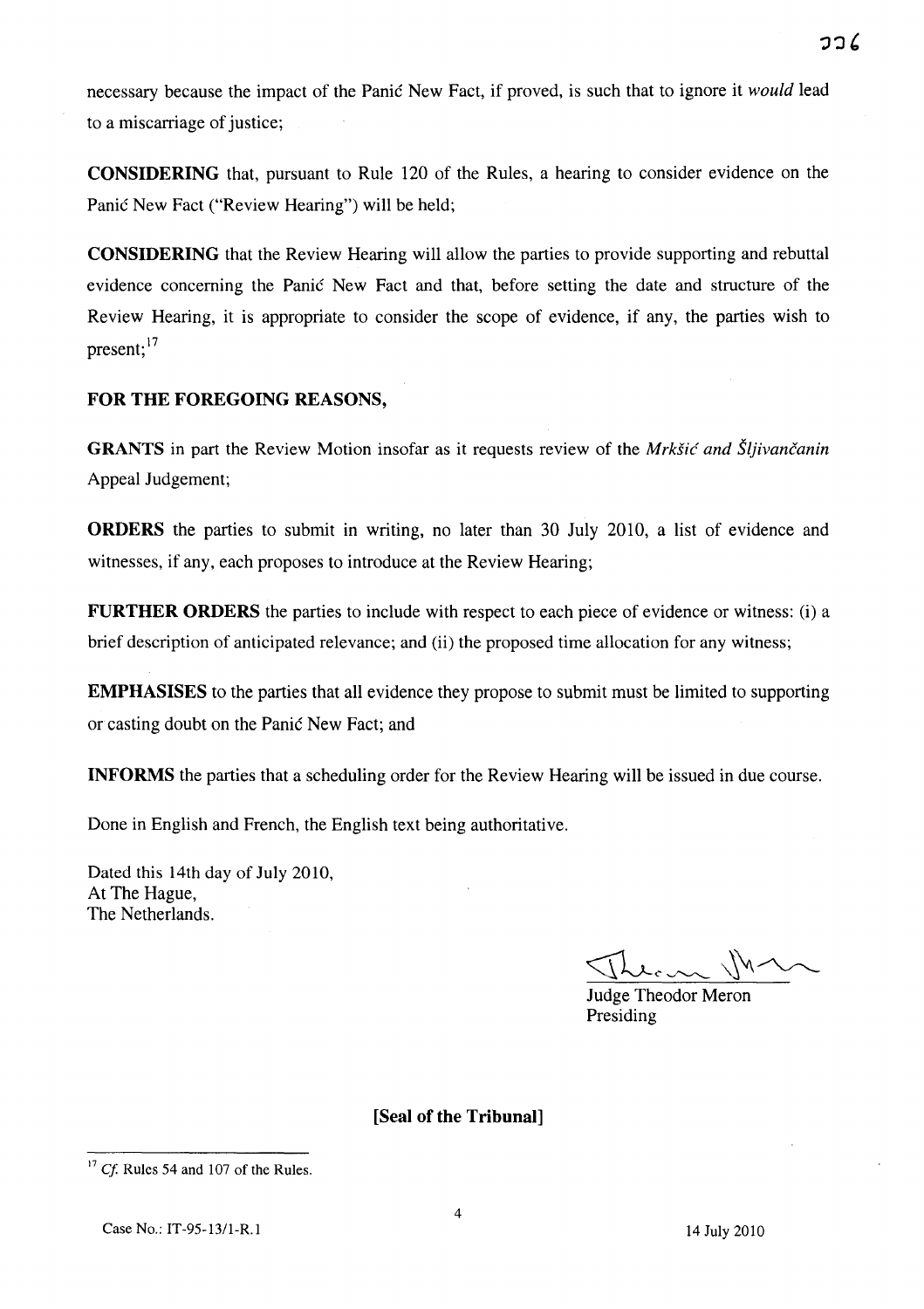necessary because the impact of the Panić New Fact, if proved, is such that to ignore it *would* lead to a miscarriage of justice;

**CONSIDERING** that, pursuant to Rule 120 of the Rules, a hearing to consider evidence on the Panić New Fact ("Review Hearing") will be held;

**CONSIDERING** that the Review Hearing will allow the parties to provide supporting and rebuttal evidence concerning the Panić New Fact and that, before setting the date and structure of the Review Hearing, it is appropriate to consider the scope of evidence, if any, the parties wish to present;[17]

**FOR THE FOREGOING REASONS,**

**GRANTS** in part the Review Motion insofar as it requests review of the *Mrkšić and Šljivančanin* Appeal Judgement;

**ORDERS** the parties to submit in writing, no later than 30 July 2010, a list of evidence and witnesses, if any, each proposes to introduce at the Review Hearing;

**FURTHER ORDERS** the parties to include with respect to each piece of evidence or witness: (i) a brief description of anticipated relevance; and (ii) the proposed time allocation for any witness;

**EMPHASISES** to the parties that all evidence they propose to submit must be limited to supporting or casting doubt on the Panić New Fact; and

**INFORMS** the parties that a scheduling order for the Review Hearing will be issued in due course.

Done in English and French, the English text being authoritative.

Dated this 14th day of July 2010,
At The Hague,
The Netherlands.

Judge Theodor Meron
Presiding

**[Seal of the Tribunal]**

---

[17] *Cf.* Rules 54 and 107 of the Rules.

Case No.: IT-95-13/1-R.1 14 July 2010